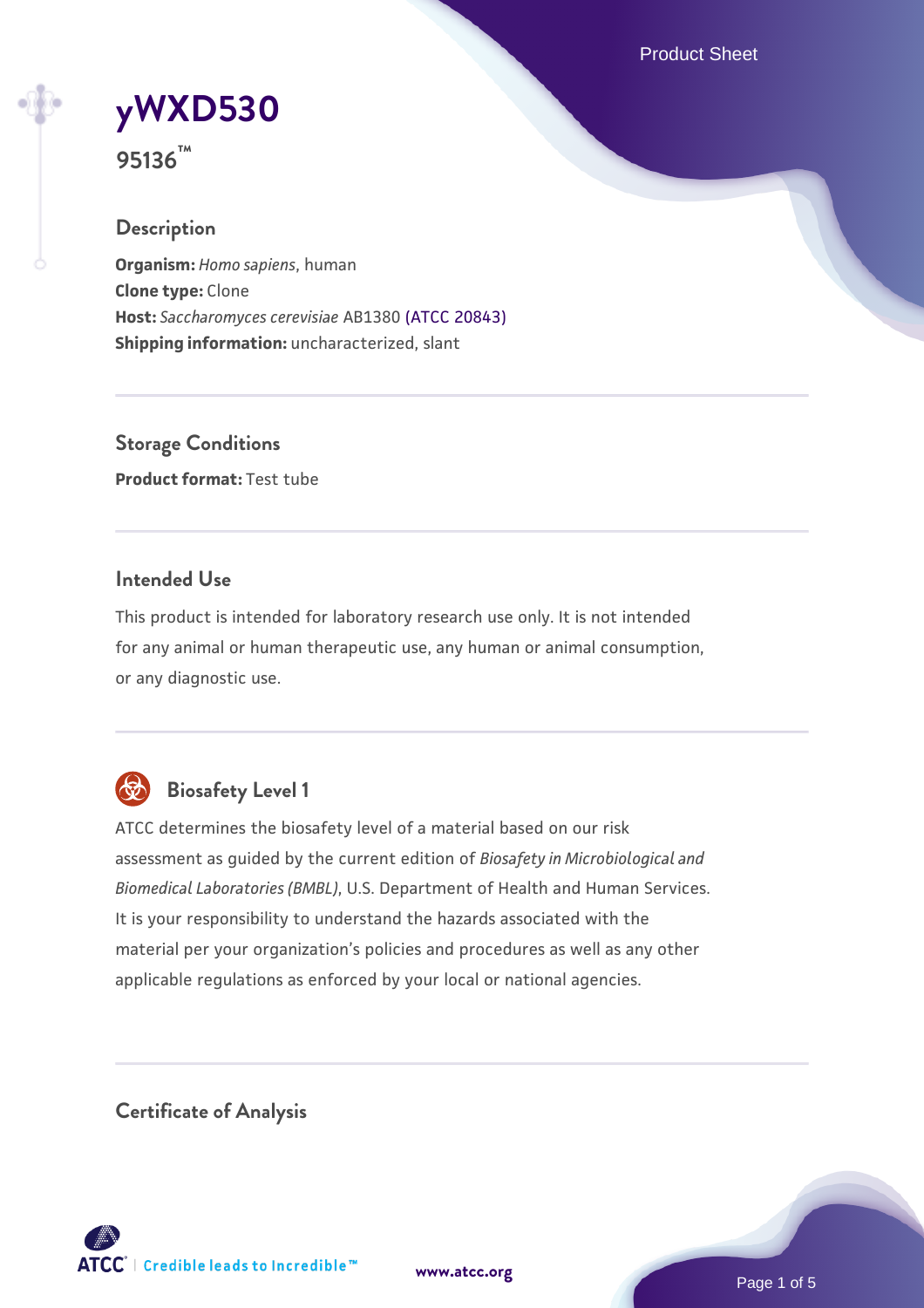# yWXD530

**95136™**

## Description

**Organism:** *Homo sapiens*, human
**Clone type:** Clone
**Host:** *Saccharomyces cerevisiae* AB1380 (ATCC 20843)
**Shipping information:** uncharacterized, slant

## Storage Conditions

**Product format:** Test tube

## Intended Use

This product is intended for laboratory research use only. It is not intended for any animal or human therapeutic use, any human or animal consumption, or any diagnostic use.

## Biosafety Level 1

ATCC determines the biosafety level of a material based on our risk assessment as guided by the current edition of *Biosafety in Microbiological and Biomedical Laboratories (BMBL)*, U.S. Department of Health and Human Services. It is your responsibility to understand the hazards associated with the material per your organization's policies and procedures as well as any other applicable regulations as enforced by your local or national agencies.

## Certificate of Analysis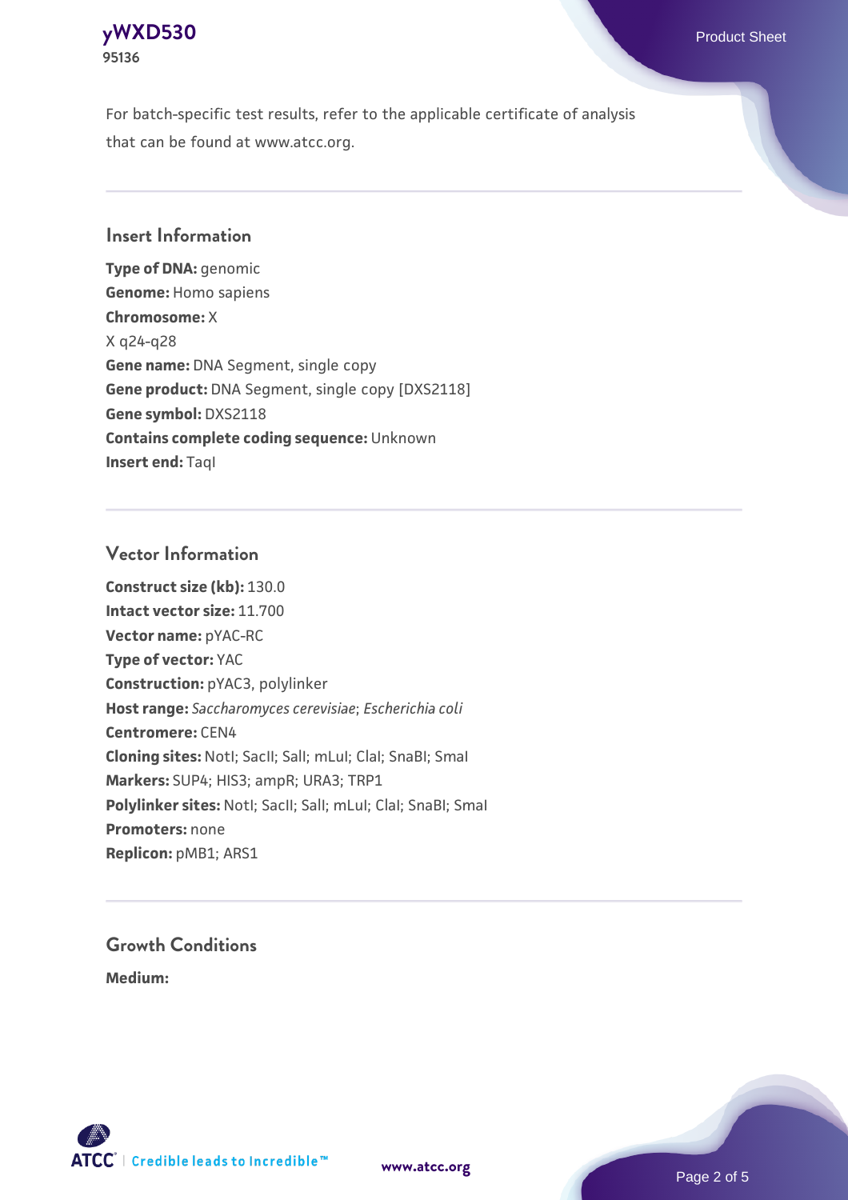For batch-specific test results, refer to the applicable certificate of analysis that can be found at www.atcc.org.

## Insert Information

**Type of DNA:** genomic
**Genome:** Homo sapiens
**Chromosome:** X
X q24-q28
**Gene name:** DNA Segment, single copy
**Gene product:** DNA Segment, single copy [DXS2118]
**Gene symbol:** DXS2118
**Contains complete coding sequence:** Unknown
**Insert end:** TaqI

## Vector Information

**Construct size (kb):** 130.0
**Intact vector size:** 11.700
**Vector name:** pYAC-RC
**Type of vector:** YAC
**Construction:** pYAC3, polylinker
**Host range:** *Saccharomyces cerevisiae*; *Escherichia coli*
**Centromere:** CEN4
**Cloning sites:** NotI; SacII; SalI; mLuI; ClaI; SnaBI; SmaI
**Markers:** SUP4; HIS3; ampR; URA3; TRP1
**Polylinker sites:** NotI; SacII; SalI; mLuI; ClaI; SnaBI; SmaI
**Promoters:** none
**Replicon:** pMB1; ARS1

## Growth Conditions

**Medium:**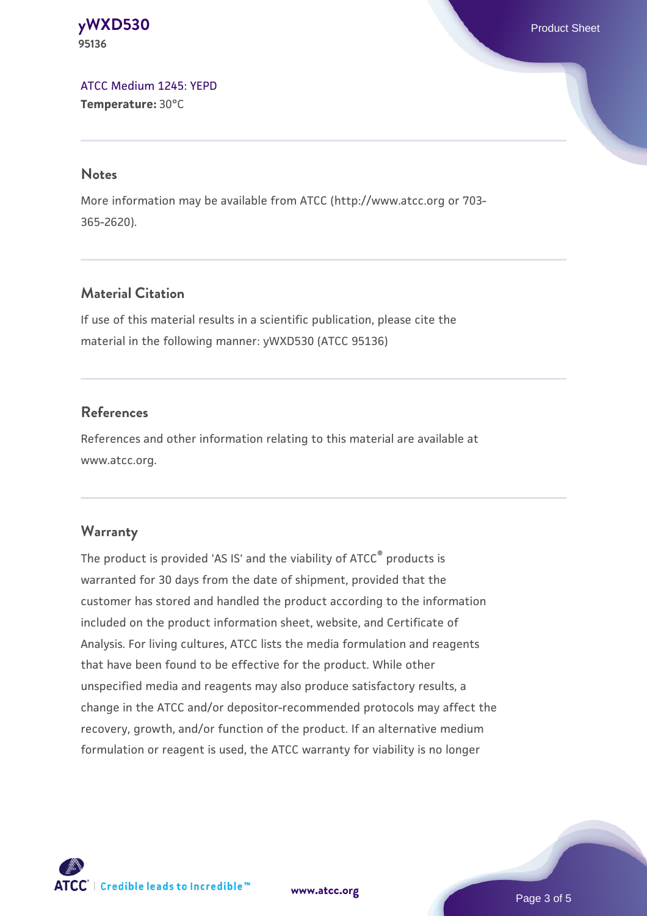ATCC Medium 1245: YEPD

**Temperature:** 30°C

## Notes

More information may be available from ATCC (http://www.atcc.org or 703-365-2620).

## Material Citation

If use of this material results in a scientific publication, please cite the material in the following manner: yWXD530 (ATCC 95136)

## References

References and other information relating to this material are available at www.atcc.org.

## Warranty

The product is provided 'AS IS' and the viability of ATCC® products is warranted for 30 days from the date of shipment, provided that the customer has stored and handled the product according to the information included on the product information sheet, website, and Certificate of Analysis. For living cultures, ATCC lists the media formulation and reagents that have been found to be effective for the product. While other unspecified media and reagents may also produce satisfactory results, a change in the ATCC and/or depositor-recommended protocols may affect the recovery, growth, and/or function of the product. If an alternative medium formulation or reagent is used, the ATCC warranty for viability is no longer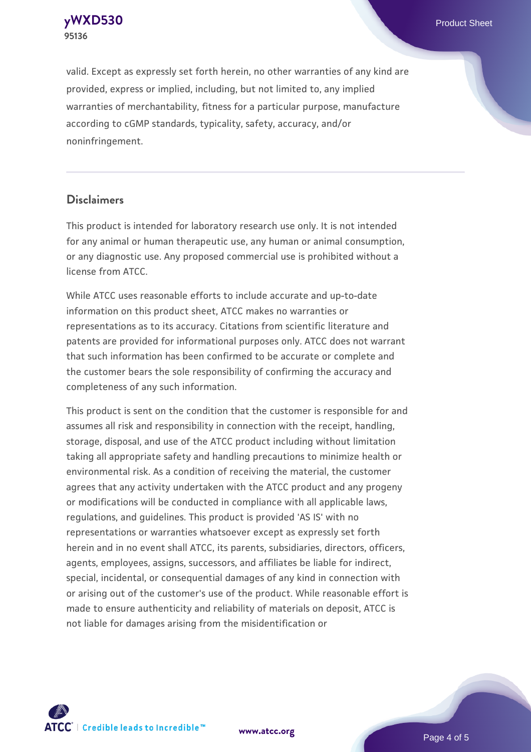valid. Except as expressly set forth herein, no other warranties of any kind are provided, express or implied, including, but not limited to, any implied warranties of merchantability, fitness for a particular purpose, manufacture according to cGMP standards, typicality, safety, accuracy, and/or noninfringement.

## Disclaimers

This product is intended for laboratory research use only. It is not intended for any animal or human therapeutic use, any human or animal consumption, or any diagnostic use. Any proposed commercial use is prohibited without a license from ATCC.

While ATCC uses reasonable efforts to include accurate and up-to-date information on this product sheet, ATCC makes no warranties or representations as to its accuracy. Citations from scientific literature and patents are provided for informational purposes only. ATCC does not warrant that such information has been confirmed to be accurate or complete and the customer bears the sole responsibility of confirming the accuracy and completeness of any such information.

This product is sent on the condition that the customer is responsible for and assumes all risk and responsibility in connection with the receipt, handling, storage, disposal, and use of the ATCC product including without limitation taking all appropriate safety and handling precautions to minimize health or environmental risk. As a condition of receiving the material, the customer agrees that any activity undertaken with the ATCC product and any progeny or modifications will be conducted in compliance with all applicable laws, regulations, and guidelines. This product is provided 'AS IS' with no representations or warranties whatsoever except as expressly set forth herein and in no event shall ATCC, its parents, subsidiaries, directors, officers, agents, employees, assigns, successors, and affiliates be liable for indirect, special, incidental, or consequential damages of any kind in connection with or arising out of the customer's use of the product. While reasonable effort is made to ensure authenticity and reliability of materials on deposit, ATCC is not liable for damages arising from the misidentification or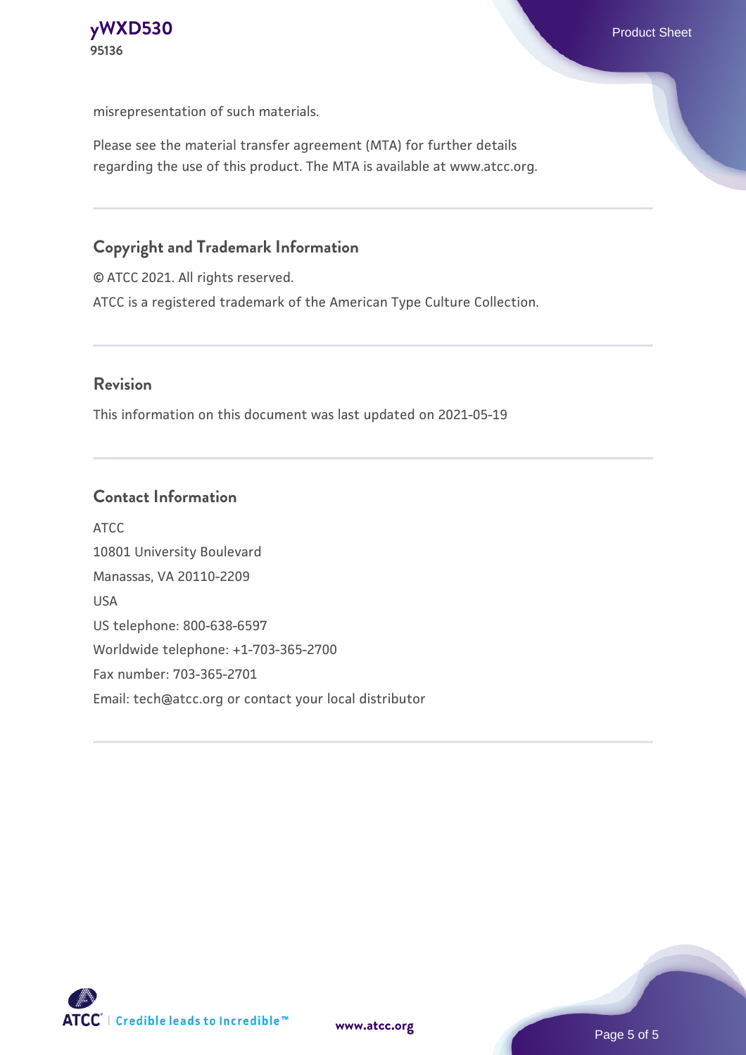misrepresentation of such materials.

Please see the material transfer agreement (MTA) for further details regarding the use of this product. The MTA is available at www.atcc.org.

## Copyright and Trademark Information

© ATCC 2021. All rights reserved.

ATCC is a registered trademark of the American Type Culture Collection.

## Revision

This information on this document was last updated on 2021-05-19

## Contact Information

ATCC
10801 University Boulevard
Manassas, VA 20110-2209
USA
US telephone: 800-638-6597
Worldwide telephone: +1-703-365-2700
Fax number: 703-365-2701
Email: tech@atcc.org or contact your local distributor